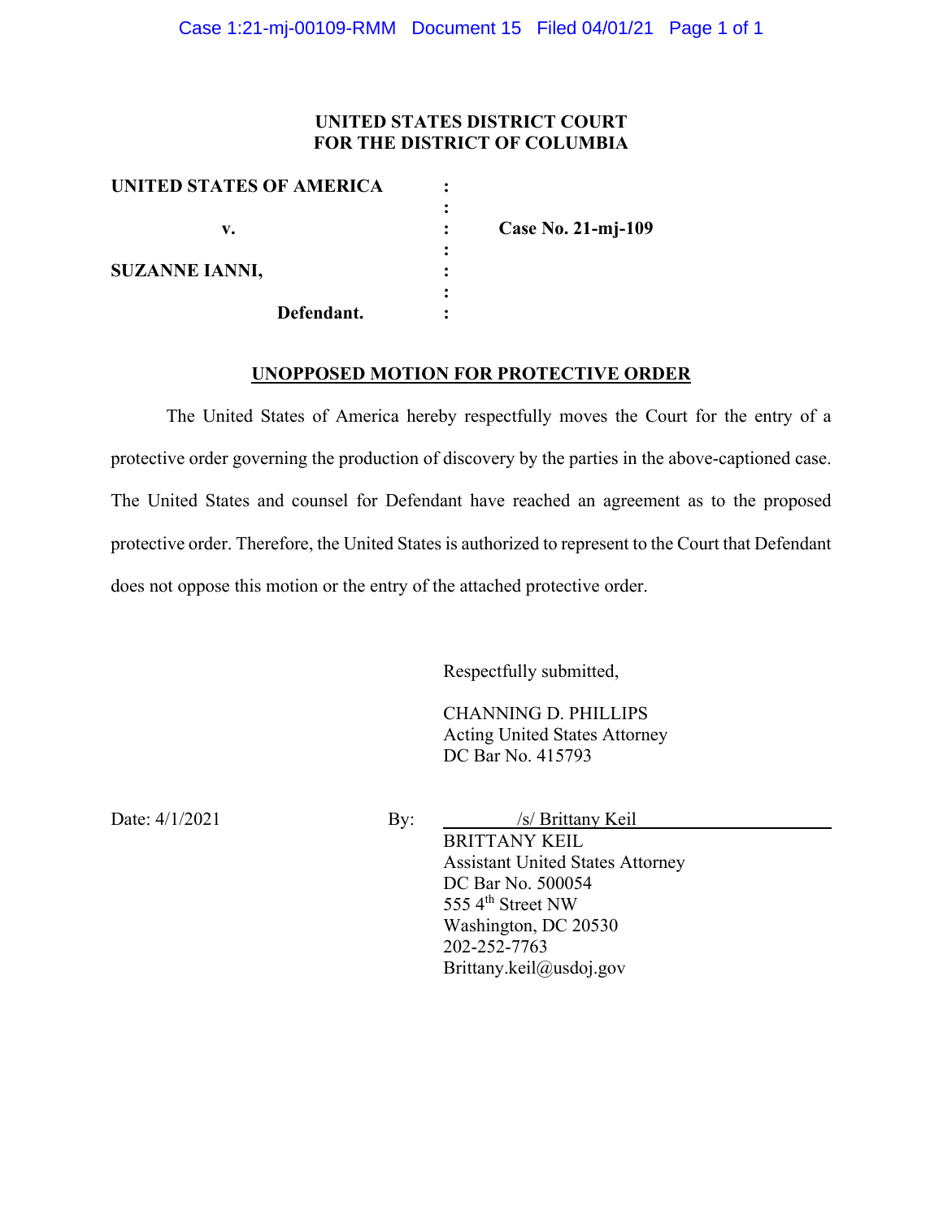**UNITED STATES DISTRICT COURT**
**FOR THE DISTRICT OF COLUMBIA**

| | | |
|---|---|---|
| **UNITED STATES OF AMERICA** | : | |
| | : | |
| **v.** | : | **Case No. 21-mj-109** |
| | : | |
| **SUZANNE IANNI,** | : | |
| | : | |
| **Defendant.** | : | |

**UNOPPOSED MOTION FOR PROTECTIVE ORDER**

The United States of America hereby respectfully moves the Court for the entry of a protective order governing the production of discovery by the parties in the above-captioned case. The United States and counsel for Defendant have reached an agreement as to the proposed protective order. Therefore, the United States is authorized to represent to the Court that Defendant does not oppose this motion or the entry of the attached protective order.

Respectfully submitted,

CHANNING D. PHILLIPS
Acting United States Attorney
DC Bar No. 415793

Date: 4/1/2021

By: /s/ Brittany Keil
BRITTANY KEIL
Assistant United States Attorney
DC Bar No. 500054
555 4th Street NW
Washington, DC 20530
202-252-7763
Brittany.keil@usdoj.gov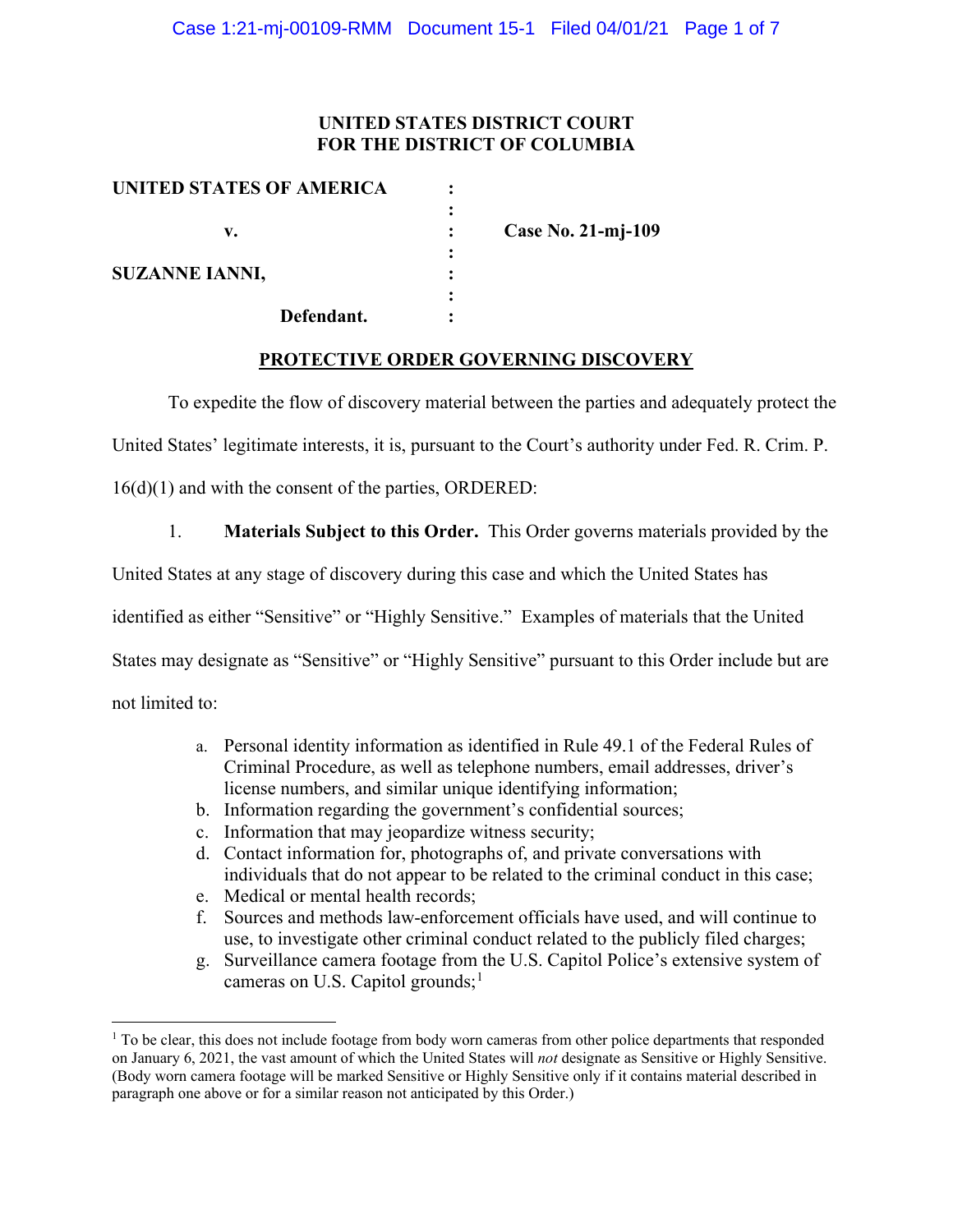**UNITED STATES DISTRICT COURT**
**FOR THE DISTRICT OF COLUMBIA**

| | | |
|---|---|---|
| **UNITED STATES OF AMERICA** | : | |
| | : | |
| **v.** | : | **Case No. 21-mj-109** |
| | : | |
| **SUZANNE IANNI,** | : | |
| | : | |
| **Defendant.** | : | |

## PROTECTIVE ORDER GOVERNING DISCOVERY

To expedite the flow of discovery material between the parties and adequately protect the United States' legitimate interests, it is, pursuant to the Court's authority under Fed. R. Crim. P. 16(d)(1) and with the consent of the parties, ORDERED:

1. **Materials Subject to this Order.** This Order governs materials provided by the United States at any stage of discovery during this case and which the United States has identified as either "Sensitive" or "Highly Sensitive." Examples of materials that the United States may designate as "Sensitive" or "Highly Sensitive" pursuant to this Order include but are not limited to:

   a. Personal identity information as identified in Rule 49.1 of the Federal Rules of Criminal Procedure, as well as telephone numbers, email addresses, driver's license numbers, and similar unique identifying information;
   b. Information regarding the government's confidential sources;
   c. Information that may jeopardize witness security;
   d. Contact information for, photographs of, and private conversations with individuals that do not appear to be related to the criminal conduct in this case;
   e. Medical or mental health records;
   f. Sources and methods law-enforcement officials have used, and will continue to use, to investigate other criminal conduct related to the publicly filed charges;
   g. Surveillance camera footage from the U.S. Capitol Police's extensive system of cameras on U.S. Capitol grounds;[1]

[1] To be clear, this does not include footage from body worn cameras from other police departments that responded on January 6, 2021, the vast amount of which the United States will *not* designate as Sensitive or Highly Sensitive. (Body worn camera footage will be marked Sensitive or Highly Sensitive only if it contains material described in paragraph one above or for a similar reason not anticipated by this Order.)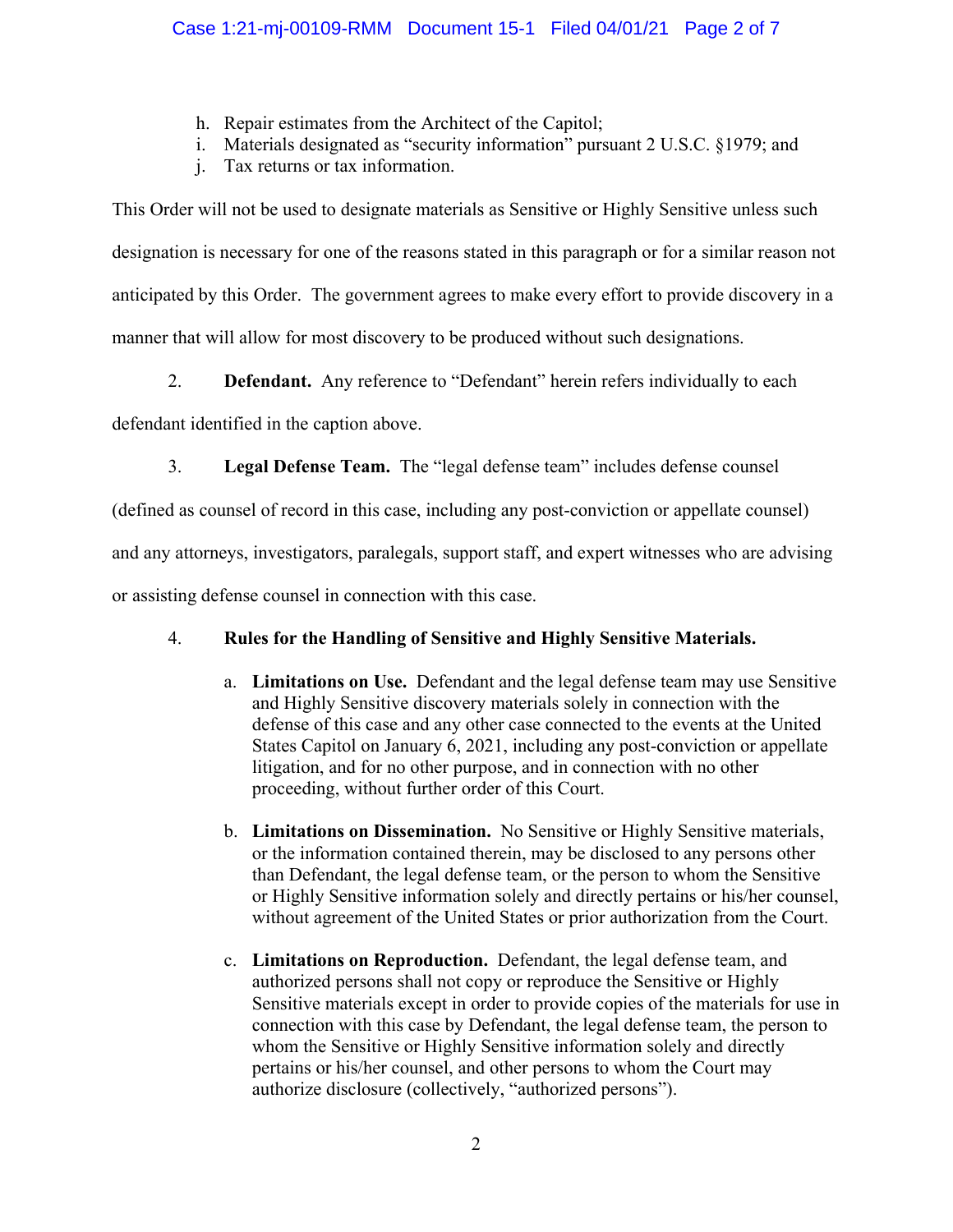h. Repair estimates from the Architect of the Capitol;
i. Materials designated as "security information" pursuant 2 U.S.C. §1979; and
j. Tax returns or tax information.

This Order will not be used to designate materials as Sensitive or Highly Sensitive unless such designation is necessary for one of the reasons stated in this paragraph or for a similar reason not anticipated by this Order. The government agrees to make every effort to provide discovery in a manner that will allow for most discovery to be produced without such designations.

2. **Defendant.** Any reference to "Defendant" herein refers individually to each defendant identified in the caption above.

3. **Legal Defense Team.** The "legal defense team" includes defense counsel (defined as counsel of record in this case, including any post-conviction or appellate counsel) and any attorneys, investigators, paralegals, support staff, and expert witnesses who are advising or assisting defense counsel in connection with this case.

4. **Rules for the Handling of Sensitive and Highly Sensitive Materials.**

a. **Limitations on Use.** Defendant and the legal defense team may use Sensitive and Highly Sensitive discovery materials solely in connection with the defense of this case and any other case connected to the events at the United States Capitol on January 6, 2021, including any post-conviction or appellate litigation, and for no other purpose, and in connection with no other proceeding, without further order of this Court.

b. **Limitations on Dissemination.** No Sensitive or Highly Sensitive materials, or the information contained therein, may be disclosed to any persons other than Defendant, the legal defense team, or the person to whom the Sensitive or Highly Sensitive information solely and directly pertains or his/her counsel, without agreement of the United States or prior authorization from the Court.

c. **Limitations on Reproduction.** Defendant, the legal defense team, and authorized persons shall not copy or reproduce the Sensitive or Highly Sensitive materials except in order to provide copies of the materials for use in connection with this case by Defendant, the legal defense team, the person to whom the Sensitive or Highly Sensitive information solely and directly pertains or his/her counsel, and other persons to whom the Court may authorize disclosure (collectively, "authorized persons").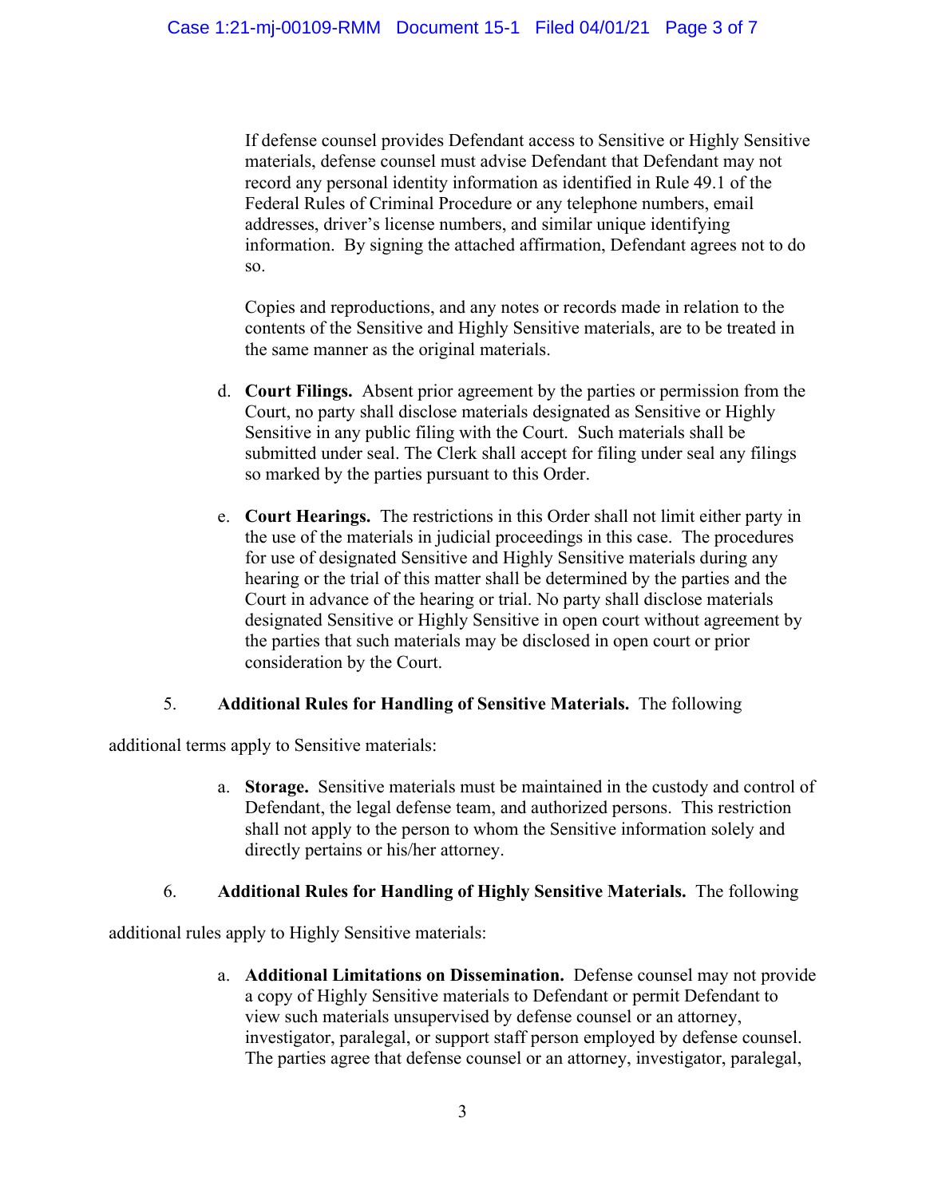If defense counsel provides Defendant access to Sensitive or Highly Sensitive materials, defense counsel must advise Defendant that Defendant may not record any personal identity information as identified in Rule 49.1 of the Federal Rules of Criminal Procedure or any telephone numbers, email addresses, driver's license numbers, and similar unique identifying information. By signing the attached affirmation, Defendant agrees not to do so.

Copies and reproductions, and any notes or records made in relation to the contents of the Sensitive and Highly Sensitive materials, are to be treated in the same manner as the original materials.

d. **Court Filings.** Absent prior agreement by the parties or permission from the Court, no party shall disclose materials designated as Sensitive or Highly Sensitive in any public filing with the Court. Such materials shall be submitted under seal. The Clerk shall accept for filing under seal any filings so marked by the parties pursuant to this Order.

e. **Court Hearings.** The restrictions in this Order shall not limit either party in the use of the materials in judicial proceedings in this case. The procedures for use of designated Sensitive and Highly Sensitive materials during any hearing or the trial of this matter shall be determined by the parties and the Court in advance of the hearing or trial. No party shall disclose materials designated Sensitive or Highly Sensitive in open court without agreement by the parties that such materials may be disclosed in open court or prior consideration by the Court.

5. **Additional Rules for Handling of Sensitive Materials.** The following additional terms apply to Sensitive materials:

a. **Storage.** Sensitive materials must be maintained in the custody and control of Defendant, the legal defense team, and authorized persons. This restriction shall not apply to the person to whom the Sensitive information solely and directly pertains or his/her attorney.

6. **Additional Rules for Handling of Highly Sensitive Materials.** The following additional rules apply to Highly Sensitive materials:

a. **Additional Limitations on Dissemination.** Defense counsel may not provide a copy of Highly Sensitive materials to Defendant or permit Defendant to view such materials unsupervised by defense counsel or an attorney, investigator, paralegal, or support staff person employed by defense counsel. The parties agree that defense counsel or an attorney, investigator, paralegal,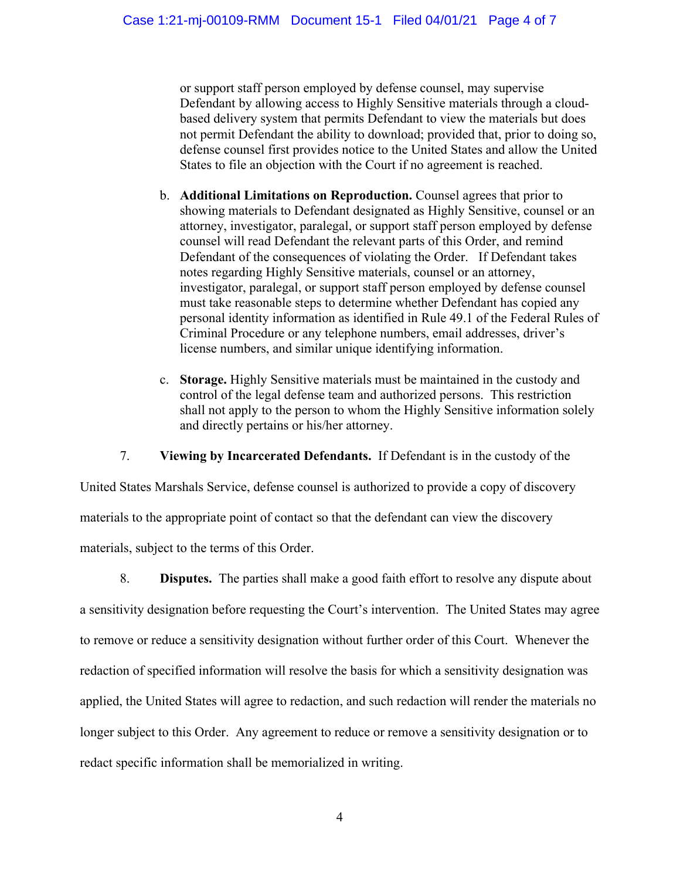or support staff person employed by defense counsel, may supervise Defendant by allowing access to Highly Sensitive materials through a cloud-based delivery system that permits Defendant to view the materials but does not permit Defendant the ability to download; provided that, prior to doing so, defense counsel first provides notice to the United States and allow the United States to file an objection with the Court if no agreement is reached.

b. **Additional Limitations on Reproduction.** Counsel agrees that prior to showing materials to Defendant designated as Highly Sensitive, counsel or an attorney, investigator, paralegal, or support staff person employed by defense counsel will read Defendant the relevant parts of this Order, and remind Defendant of the consequences of violating the Order. If Defendant takes notes regarding Highly Sensitive materials, counsel or an attorney, investigator, paralegal, or support staff person employed by defense counsel must take reasonable steps to determine whether Defendant has copied any personal identity information as identified in Rule 49.1 of the Federal Rules of Criminal Procedure or any telephone numbers, email addresses, driver's license numbers, and similar unique identifying information.

c. **Storage.** Highly Sensitive materials must be maintained in the custody and control of the legal defense team and authorized persons. This restriction shall not apply to the person to whom the Highly Sensitive information solely and directly pertains or his/her attorney.

7. **Viewing by Incarcerated Defendants.** If Defendant is in the custody of the United States Marshals Service, defense counsel is authorized to provide a copy of discovery materials to the appropriate point of contact so that the defendant can view the discovery materials, subject to the terms of this Order.

8. **Disputes.** The parties shall make a good faith effort to resolve any dispute about a sensitivity designation before requesting the Court's intervention. The United States may agree to remove or reduce a sensitivity designation without further order of this Court. Whenever the redaction of specified information will resolve the basis for which a sensitivity designation was applied, the United States will agree to redaction, and such redaction will render the materials no longer subject to this Order. Any agreement to reduce or remove a sensitivity designation or to redact specific information shall be memorialized in writing.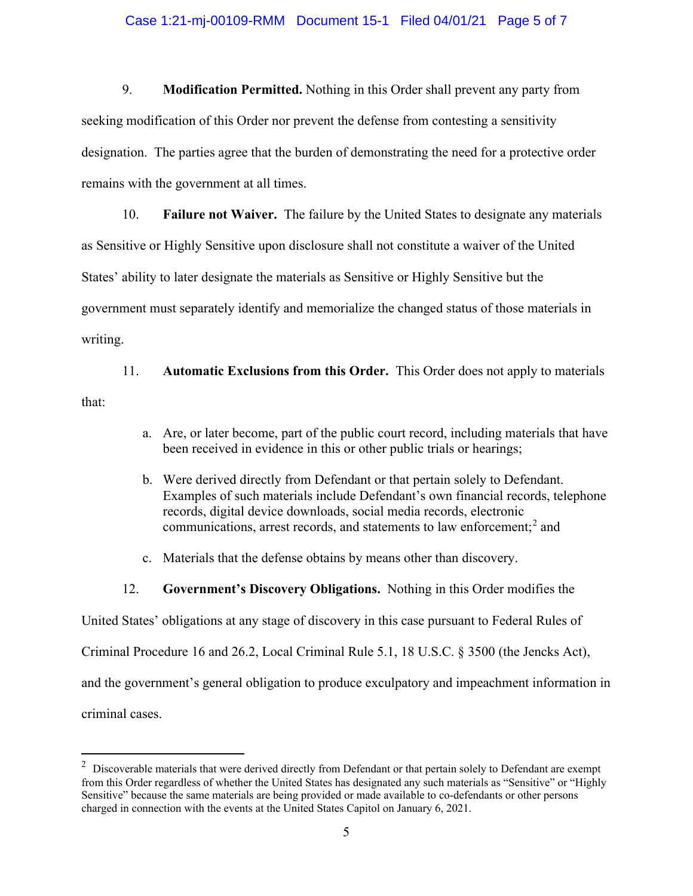9. **Modification Permitted.** Nothing in this Order shall prevent any party from seeking modification of this Order nor prevent the defense from contesting a sensitivity designation. The parties agree that the burden of demonstrating the need for a protective order remains with the government at all times.

10. **Failure not Waiver.** The failure by the United States to designate any materials as Sensitive or Highly Sensitive upon disclosure shall not constitute a waiver of the United States' ability to later designate the materials as Sensitive or Highly Sensitive but the government must separately identify and memorialize the changed status of those materials in writing.

11. **Automatic Exclusions from this Order.** This Order does not apply to materials that:

   a. Are, or later become, part of the public court record, including materials that have been received in evidence in this or other public trials or hearings;

   b. Were derived directly from Defendant or that pertain solely to Defendant. Examples of such materials include Defendant's own financial records, telephone records, digital device downloads, social media records, electronic communications, arrest records, and statements to law enforcement;[2] and

   c. Materials that the defense obtains by means other than discovery.

12. **Government's Discovery Obligations.** Nothing in this Order modifies the United States' obligations at any stage of discovery in this case pursuant to Federal Rules of Criminal Procedure 16 and 26.2, Local Criminal Rule 5.1, 18 U.S.C. § 3500 (the Jencks Act), and the government's general obligation to produce exculpatory and impeachment information in criminal cases.

---

[2] Discoverable materials that were derived directly from Defendant or that pertain solely to Defendant are exempt from this Order regardless of whether the United States has designated any such materials as "Sensitive" or "Highly Sensitive" because the same materials are being provided or made available to co-defendants or other persons charged in connection with the events at the United States Capitol on January 6, 2021.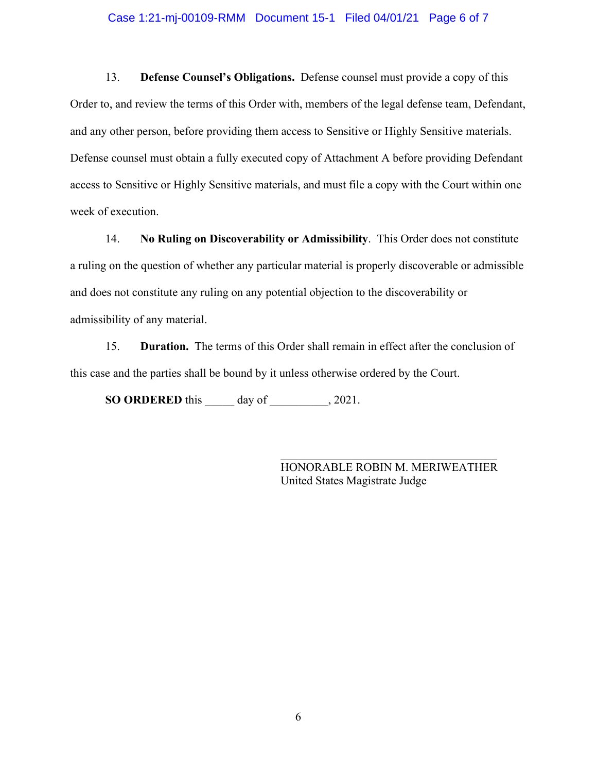13. **Defense Counsel's Obligations.** Defense counsel must provide a copy of this Order to, and review the terms of this Order with, members of the legal defense team, Defendant, and any other person, before providing them access to Sensitive or Highly Sensitive materials. Defense counsel must obtain a fully executed copy of Attachment A before providing Defendant access to Sensitive or Highly Sensitive materials, and must file a copy with the Court within one week of execution.

14. **No Ruling on Discoverability or Admissibility**. This Order does not constitute a ruling on the question of whether any particular material is properly discoverable or admissible and does not constitute any ruling on any potential objection to the discoverability or admissibility of any material.

15. **Duration.** The terms of this Order shall remain in effect after the conclusion of this case and the parties shall be bound by it unless otherwise ordered by the Court.

**SO ORDERED** this _____ day of __________, 2021.

_____________________________________
HONORABLE ROBIN M. MERIWEATHER
United States Magistrate Judge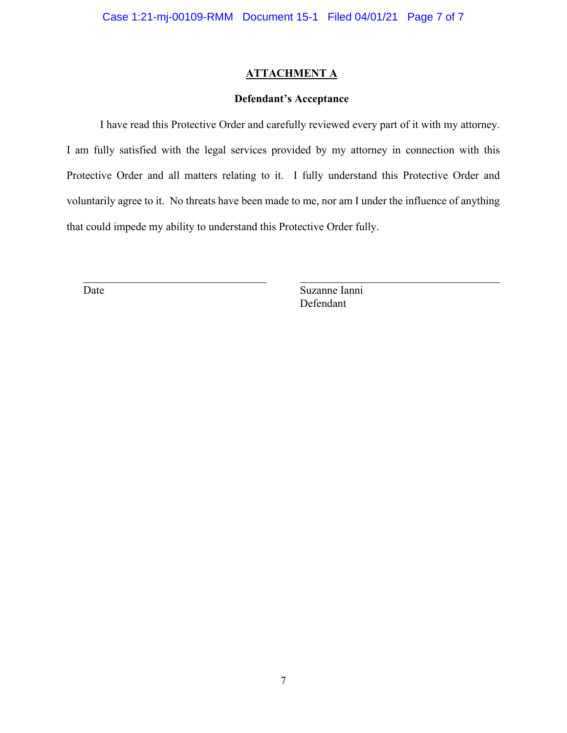## ATTACHMENT A

### Defendant's Acceptance

I have read this Protective Order and carefully reviewed every part of it with my attorney. I am fully satisfied with the legal services provided by my attorney in connection with this Protective Order and all matters relating to it. I fully understand this Protective Order and voluntarily agree to it. No threats have been made to me, nor am I under the influence of anything that could impede my ability to understand this Protective Order fully.

| | |
|---|---|
| ______________________________ | ______________________________ |
| Date | Suzanne Ianni<br>Defendant |